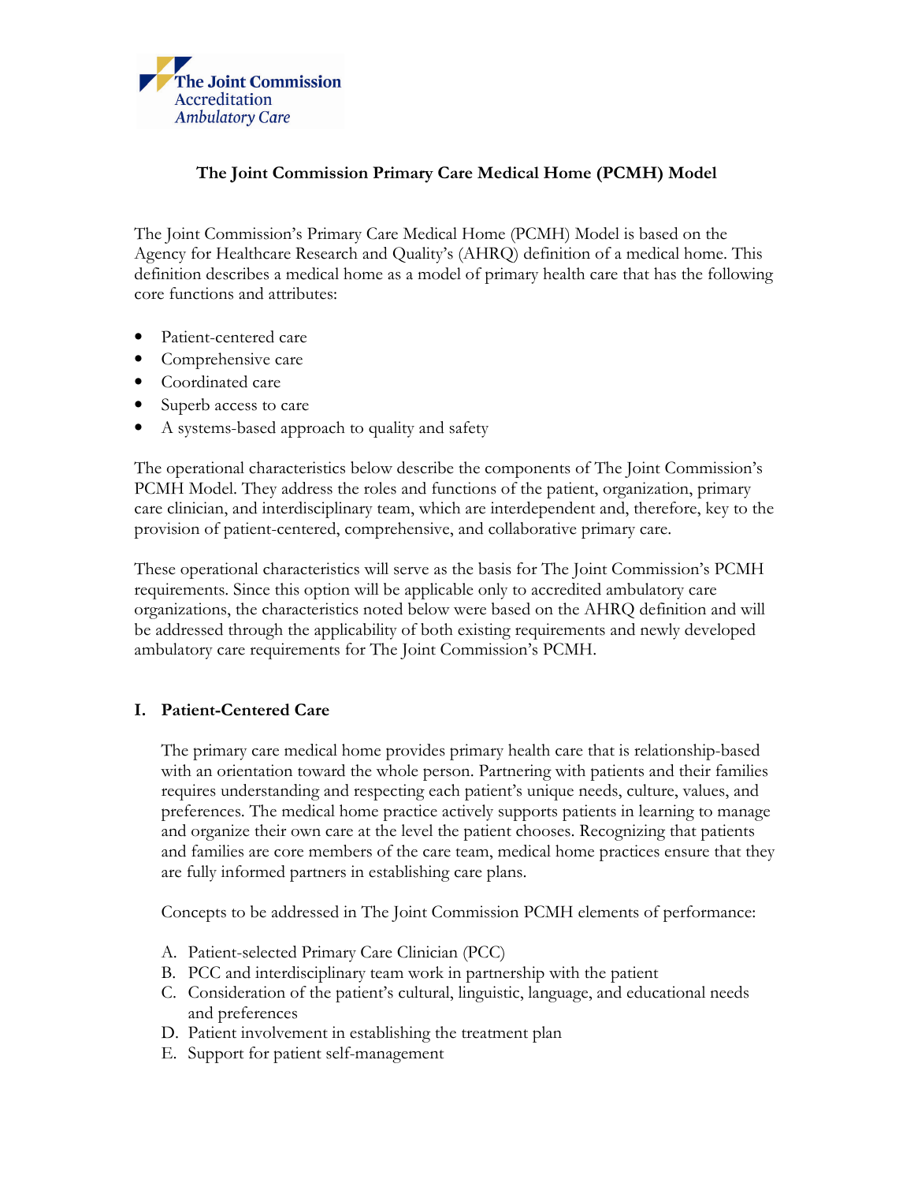The Joint Commission Accreditation Ambulatory Care

# The Joint Commission Primary Care Medical Home (PCMH) Model

The Joint Commission's Primary Care Medical Home (PCMH) Model is based on the Agency for Healthcare Research and Quality's (AHRQ) definition of a medical home. This definition describes a medical home as a model of primary health care that has the following core functions and attributes:

- Patient-centered care
- Comprehensive care
- Coordinated care
- Superb access to care
- A systems-based approach to quality and safety

The operational characteristics below describe the components of The Joint Commission's PCMH Model. They address the roles and functions of the patient, organization, primary care clinician, and interdisciplinary team, which are interdependent and, therefore, key to the provision of patient-centered, comprehensive, and collaborative primary care.

These operational characteristics will serve as the basis for The Joint Commission's PCMH requirements. Since this option will be applicable only to accredited ambulatory care organizations, the characteristics noted below were based on the AHRQ definition and will be addressed through the applicability of both existing requirements and newly developed ambulatory care requirements for The Joint Commission's PCMH.

## I. Patient-Centered Care

The primary care medical home provides primary health care that is relationship-based with an orientation toward the whole person. Partnering with patients and their families requires understanding and respecting each patient's unique needs, culture, values, and preferences. The medical home practice actively supports patients in learning to manage and organize their own care at the level the patient chooses. Recognizing that patients and families are core members of the care team, medical home practices ensure that they are fully informed partners in establishing care plans.

Concepts to be addressed in The Joint Commission PCMH elements of performance:

A. Patient-selected Primary Care Clinician (PCC)
B. PCC and interdisciplinary team work in partnership with the patient
C. Consideration of the patient's cultural, linguistic, language, and educational needs and preferences
D. Patient involvement in establishing the treatment plan
E. Support for patient self-management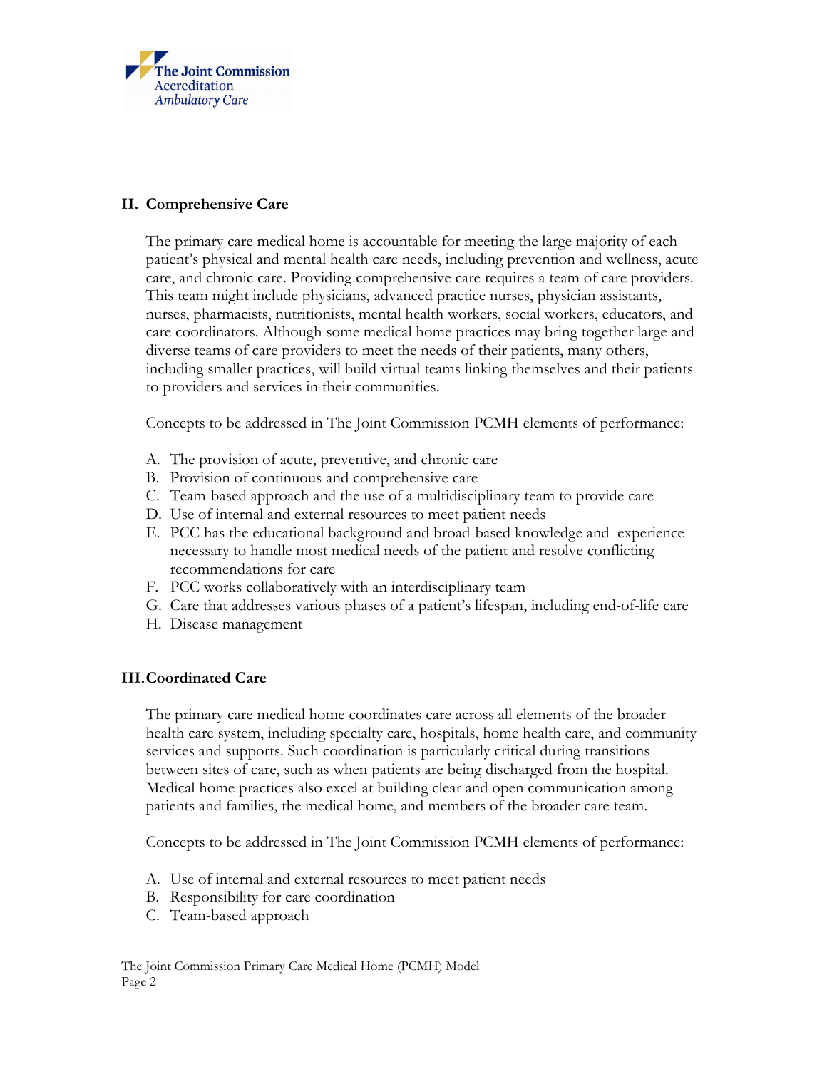## II. Comprehensive Care

The primary care medical home is accountable for meeting the large majority of each patient's physical and mental health care needs, including prevention and wellness, acute care, and chronic care. Providing comprehensive care requires a team of care providers. This team might include physicians, advanced practice nurses, physician assistants, nurses, pharmacists, nutritionists, mental health workers, social workers, educators, and care coordinators. Although some medical home practices may bring together large and diverse teams of care providers to meet the needs of their patients, many others, including smaller practices, will build virtual teams linking themselves and their patients to providers and services in their communities.

Concepts to be addressed in The Joint Commission PCMH elements of performance:

A. The provision of acute, preventive, and chronic care
B. Provision of continuous and comprehensive care
C. Team-based approach and the use of a multidisciplinary team to provide care
D. Use of internal and external resources to meet patient needs
E. PCC has the educational background and broad-based knowledge and experience necessary to handle most medical needs of the patient and resolve conflicting recommendations for care
F. PCC works collaboratively with an interdisciplinary team
G. Care that addresses various phases of a patient's lifespan, including end-of-life care
H. Disease management

## III. Coordinated Care

The primary care medical home coordinates care across all elements of the broader health care system, including specialty care, hospitals, home health care, and community services and supports. Such coordination is particularly critical during transitions between sites of care, such as when patients are being discharged from the hospital. Medical home practices also excel at building clear and open communication among patients and families, the medical home, and members of the broader care team.

Concepts to be addressed in The Joint Commission PCMH elements of performance:

A. Use of internal and external resources to meet patient needs
B. Responsibility for care coordination
C. Team-based approach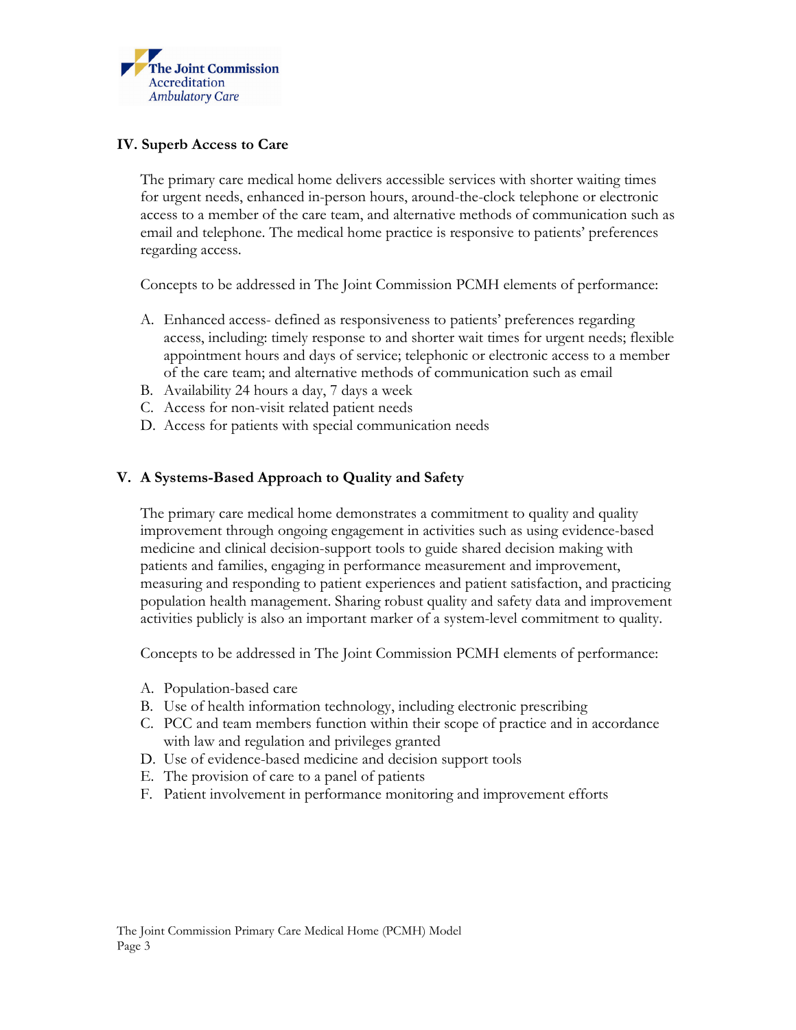## IV. Superb Access to Care

The primary care medical home delivers accessible services with shorter waiting times for urgent needs, enhanced in-person hours, around-the-clock telephone or electronic access to a member of the care team, and alternative methods of communication such as email and telephone. The medical home practice is responsive to patients' preferences regarding access.

Concepts to be addressed in The Joint Commission PCMH elements of performance:

A. Enhanced access- defined as responsiveness to patients' preferences regarding access, including: timely response to and shorter wait times for urgent needs; flexible appointment hours and days of service; telephonic or electronic access to a member of the care team; and alternative methods of communication such as email
B. Availability 24 hours a day, 7 days a week
C. Access for non-visit related patient needs
D. Access for patients with special communication needs

## V. A Systems-Based Approach to Quality and Safety

The primary care medical home demonstrates a commitment to quality and quality improvement through ongoing engagement in activities such as using evidence-based medicine and clinical decision-support tools to guide shared decision making with patients and families, engaging in performance measurement and improvement, measuring and responding to patient experiences and patient satisfaction, and practicing population health management. Sharing robust quality and safety data and improvement activities publicly is also an important marker of a system-level commitment to quality.

Concepts to be addressed in The Joint Commission PCMH elements of performance:

A. Population-based care
B. Use of health information technology, including electronic prescribing
C. PCC and team members function within their scope of practice and in accordance with law and regulation and privileges granted
D. Use of evidence-based medicine and decision support tools
E. The provision of care to a panel of patients
F. Patient involvement in performance monitoring and improvement efforts